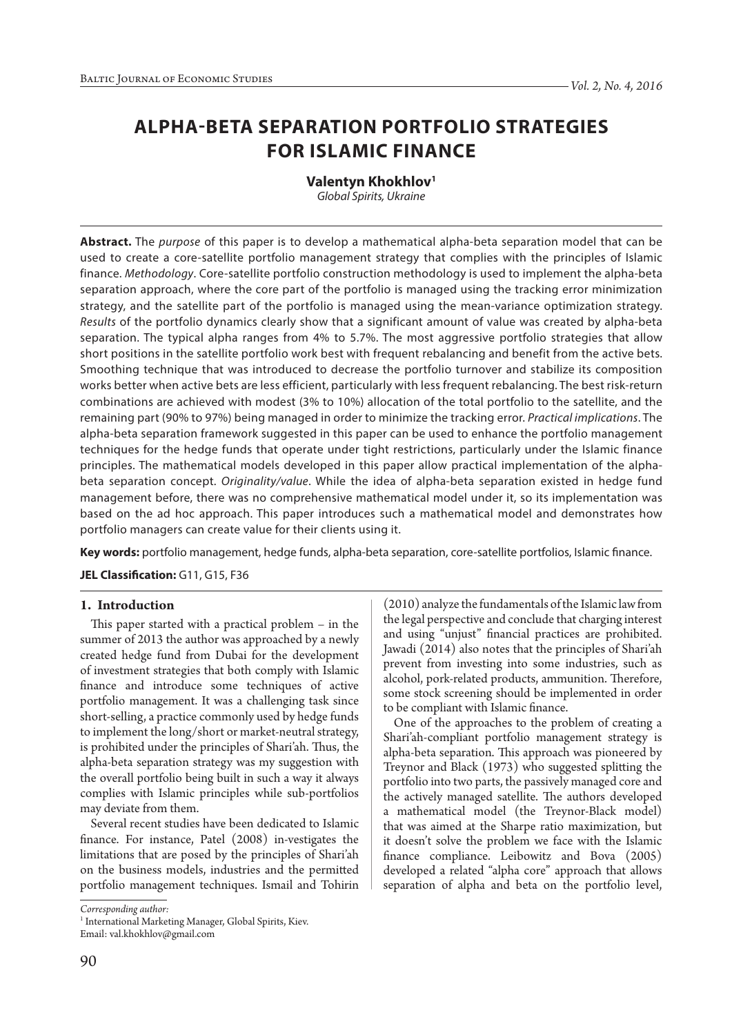# ALPHA-BETA SEPARATION PORTFOLIO STRATEGIES FOR ISLAMIC FINANCE

**Valentyn Khokhlov**[1]
*Global Spirits, Ukraine*

**Abstract.** The *purpose* of this paper is to develop a mathematical alpha-beta separation model that can be used to create a core-satellite portfolio management strategy that complies with the principles of Islamic finance. *Methodology*. Core-satellite portfolio construction methodology is used to implement the alpha-beta separation approach, where the core part of the portfolio is managed using the tracking error minimization strategy, and the satellite part of the portfolio is managed using the mean-variance optimization strategy. *Results* of the portfolio dynamics clearly show that a significant amount of value was created by alpha-beta separation. The typical alpha ranges from 4% to 5.7%. The most aggressive portfolio strategies that allow short positions in the satellite portfolio work best with frequent rebalancing and benefit from the active bets. Smoothing technique that was introduced to decrease the portfolio turnover and stabilize its composition works better when active bets are less efficient, particularly with less frequent rebalancing. The best risk-return combinations are achieved with modest (3% to 10%) allocation of the total portfolio to the satellite, and the remaining part (90% to 97%) being managed in order to minimize the tracking error. *Practical implications*. The alpha-beta separation framework suggested in this paper can be used to enhance the portfolio management techniques for the hedge funds that operate under tight restrictions, particularly under the Islamic finance principles. The mathematical models developed in this paper allow practical implementation of the alpha-beta separation concept. *Originality/value*. While the idea of alpha-beta separation existed in hedge fund management before, there was no comprehensive mathematical model under it, so its implementation was based on the ad hoc approach. This paper introduces such a mathematical model and demonstrates how portfolio managers can create value for their clients using it.

**Key words:** portfolio management, hedge funds, alpha-beta separation, core-satellite portfolios, Islamic finance.

**JEL Classification:** G11, G15, F36

## 1. Introduction

This paper started with a practical problem – in the summer of 2013 the author was approached by a newly created hedge fund from Dubai for the development of investment strategies that both comply with Islamic finance and introduce some techniques of active portfolio management. It was a challenging task since short-selling, a practice commonly used by hedge funds to implement the long/short or market-neutral strategy, is prohibited under the principles of Shari'ah. Thus, the alpha-beta separation strategy was my suggestion with the overall portfolio being built in such a way it always complies with Islamic principles while sub-portfolios may deviate from them.

Several recent studies have been dedicated to Islamic finance. For instance, Patel (2008) in-vestigates the limitations that are posed by the principles of Shari'ah on the business models, industries and the permitted portfolio management techniques. Ismail and Tohirin (2010) analyze the fundamentals of the Islamic law from the legal perspective and conclude that charging interest and using "unjust" financial practices are prohibited. Jawadi (2014) also notes that the principles of Shari'ah prevent from investing into some industries, such as alcohol, pork-related products, ammunition. Therefore, some stock screening should be implemented in order to be compliant with Islamic finance.

One of the approaches to the problem of creating a Shari'ah-compliant portfolio management strategy is alpha-beta separation. This approach was pioneered by Treynor and Black (1973) who suggested splitting the portfolio into two parts, the passively managed core and the actively managed satellite. The authors developed a mathematical model (the Treynor-Black model) that was aimed at the Sharpe ratio maximization, but it doesn't solve the problem we face with the Islamic finance compliance. Leibowitz and Bova (2005) developed a related "alpha core" approach that allows separation of alpha and beta on the portfolio level,

*Corresponding author:*
[1] International Marketing Manager, Global Spirits, Kiev.
Email: val.khokhlov@gmail.com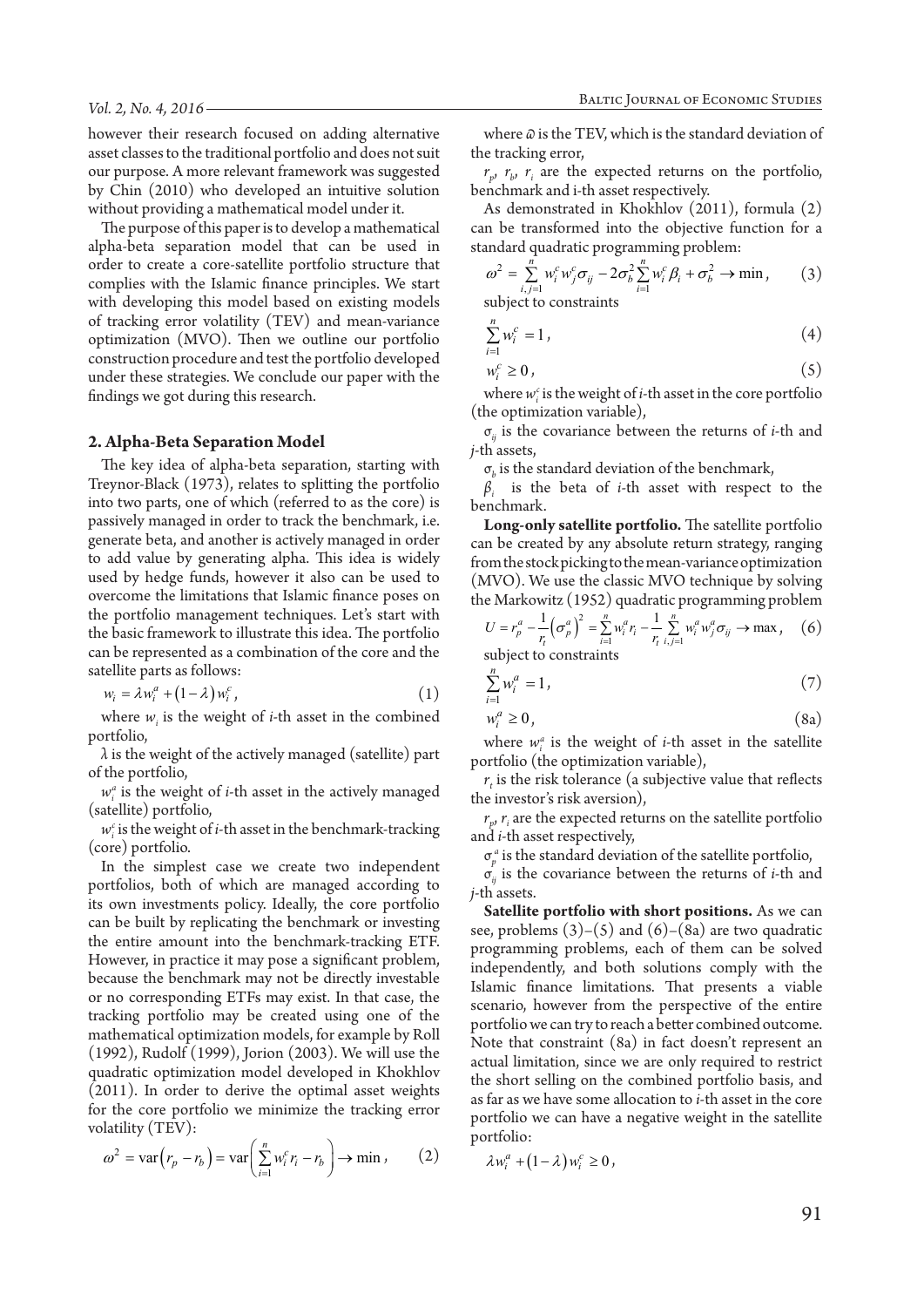however their research focused on adding alternative asset classes to the traditional portfolio and does not suit our purpose. A more relevant framework was suggested by Chin (2010) who developed an intuitive solution without providing a mathematical model under it.

The purpose of this paper is to develop a mathematical alpha-beta separation model that can be used in order to create a core-satellite portfolio structure that complies with the Islamic finance principles. We start with developing this model based on existing models of tracking error volatility (TEV) and mean-variance optimization (MVO). Then we outline our portfolio construction procedure and test the portfolio developed under these strategies. We conclude our paper with the findings we got during this research.

## 2. Alpha-Beta Separation Model

The key idea of alpha-beta separation, starting with Treynor-Black (1973), relates to splitting the portfolio into two parts, one of which (referred to as the core) is passively managed in order to track the benchmark, i.e. generate beta, and another is actively managed in order to add value by generating alpha. This idea is widely used by hedge funds, however it also can be used to overcome the limitations that Islamic finance poses on the portfolio management techniques. Let's start with the basic framework to illustrate this idea. The portfolio can be represented as a combination of the core and the satellite parts as follows:

$$w_i = \lambda w_i^a + (1-\lambda) w_i^c, \qquad (1)$$

where $w_i$ is the weight of $i$-th asset in the combined portfolio,

$\lambda$ is the weight of the actively managed (satellite) part of the portfolio,

$w_i^a$ is the weight of $i$-th asset in the actively managed (satellite) portfolio,

$w_i^c$ is the weight of $i$-th asset in the benchmark-tracking (core) portfolio.

In the simplest case we create two independent portfolios, both of which are managed according to its own investments policy. Ideally, the core portfolio can be built by replicating the benchmark or investing the entire amount into the benchmark-tracking ETF. However, in practice it may pose a significant problem, because the benchmark may not be directly investable or no corresponding ETFs may exist. In that case, the tracking portfolio may be created using one of the mathematical optimization models, for example by Roll (1992), Rudolf (1999), Jorion (2003). We will use the quadratic optimization model developed in Khokhlov (2011). In order to derive the optimal asset weights for the core portfolio we minimize the tracking error volatility (TEV):

$$\omega^2 = \operatorname{var}(r_p - r_b) = \operatorname{var}\left(\sum_{i=1}^{n} w_i^c r_i - r_b\right) \to \min, \qquad (2)$$

where $\omega$ is the TEV, which is the standard deviation of the tracking error,

$r_p$, $r_b$, $r_i$ are the expected returns on the portfolio, benchmark and i-th asset respectively.

As demonstrated in Khokhlov (2011), formula (2) can be transformed into the objective function for a standard quadratic programming problem:

$$\omega^2 = \sum_{i,j=1}^{n} w_i^c w_j^c \sigma_{ij} - 2\sigma_b^2 \sum_{i=1}^{n} w_i^c \beta_i + \sigma_b^2 \to \min, \qquad (3)$$

subject to constraints

$$\sum_{i=1}^{n} w_i^c = 1, \qquad (4)$$

$$w_i^c \geq 0, \qquad (5)$$

where $w_i^c$ is the weight of $i$-th asset in the core portfolio (the optimization variable),

$\sigma_{ij}$ is the covariance between the returns of $i$-th and $j$-th assets,

$\sigma_b$ is the standard deviation of the benchmark,

$\beta_i$ is the beta of $i$-th asset with respect to the benchmark.

**Long-only satellite portfolio.** The satellite portfolio can be created by any absolute return strategy, ranging from the stock picking to the mean-variance optimization (MVO). We use the classic MVO technique by solving the Markowitz (1952) quadratic programming problem

$$U = r_p^a - \frac{1}{r_t}\left(\sigma_p^a\right)^2 = \sum_{i=1}^{n} w_i^a r_i - \frac{1}{r_t} \sum_{i,j=1}^{n} w_i^a w_j^a \sigma_{ij} \to \max, \qquad (6)$$

subject to constraints

$$\sum_{i=1}^{n} w_i^a = 1, \qquad (7)$$

$$w_i^a \geq 0, \qquad (8a)$$

where $w_i^a$ is the weight of $i$-th asset in the satellite portfolio (the optimization variable),

$r_t$ is the risk tolerance (a subjective value that reflects the investor's risk aversion),

$r_p$, $r_i$ are the expected returns on the satellite portfolio and $i$-th asset respectively,

$\sigma_p^a$ is the standard deviation of the satellite portfolio,

$\sigma_{ij}$ is the covariance between the returns of $i$-th and $j$-th assets.

**Satellite portfolio with short positions.** As we can see, problems (3)–(5) and (6)–(8a) are two quadratic programming problems, each of them can be solved independently, and both solutions comply with the Islamic finance limitations. That presents a viable scenario, however from the perspective of the entire portfolio we can try to reach a better combined outcome. Note that constraint (8a) in fact doesn't represent an actual limitation, since we are only required to restrict the short selling on the combined portfolio basis, and as far as we have some allocation to $i$-th asset in the core portfolio we can have a negative weight in the satellite portfolio:

$$\lambda w_i^a + (1-\lambda) w_i^c \geq 0,$$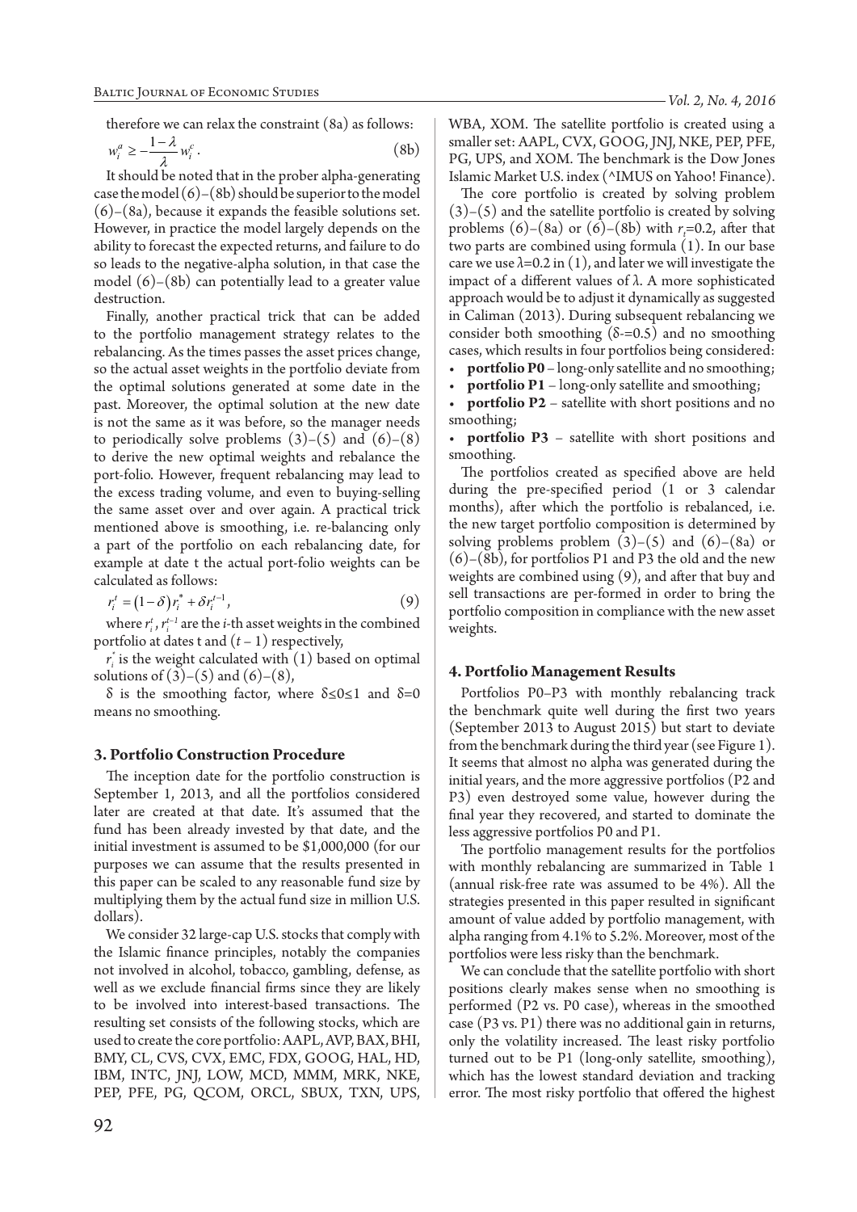therefore we can relax the constraint (8a) as follows:

$$w_i^a \geq -\frac{1-\lambda}{\lambda} w_i^c . \tag{8b}$$

It should be noted that in the prober alpha-generating case the model (6)–(8b) should be superior to the model (6)–(8a), because it expands the feasible solutions set. However, in practice the model largely depends on the ability to forecast the expected returns, and failure to do so leads to the negative-alpha solution, in that case the model (6)–(8b) can potentially lead to a greater value destruction.

Finally, another practical trick that can be added to the portfolio management strategy relates to the rebalancing. As the times passes the asset prices change, so the actual asset weights in the portfolio deviate from the optimal solutions generated at some date in the past. Moreover, the optimal solution at the new date is not the same as it was before, so the manager needs to periodically solve problems (3)–(5) and (6)–(8) to derive the new optimal weights and rebalance the port-folio. However, frequent rebalancing may lead to the excess trading volume, and even to buying-selling the same asset over and over again. A practical trick mentioned above is smoothing, i.e. re-balancing only a part of the portfolio on each rebalancing date, for example at date t the actual port-folio weights can be calculated as follows:

$$r_i^t = (1-\delta) r_i^* + \delta r_i^{t-1}, \tag{9}$$

where $r_i^t$, $r_i^{t-1}$ are the $i$-th asset weights in the combined portfolio at dates t and $(t-1)$ respectively,

$r_i^*$ is the weight calculated with (1) based on optimal solutions of (3)–(5) and (6)–(8),

$\delta$ is the smoothing factor, where $\delta \leq 0 \leq 1$ and $\delta=0$ means no smoothing.

## 3. Portfolio Construction Procedure

The inception date for the portfolio construction is September 1, 2013, and all the portfolios considered later are created at that date. It's assumed that the fund has been already invested by that date, and the initial investment is assumed to be \$1,000,000 (for our purposes we can assume that the results presented in this paper can be scaled to any reasonable fund size by multiplying them by the actual fund size in million U.S. dollars).

We consider 32 large-cap U.S. stocks that comply with the Islamic finance principles, notably the companies not involved in alcohol, tobacco, gambling, defense, as well as we exclude financial firms since they are likely to be involved into interest-based transactions. The resulting set consists of the following stocks, which are used to create the core portfolio: AAPL, AVP, BAX, BHI, BMY, CL, CVS, CVX, EMC, FDX, GOOG, HAL, HD, IBM, INTC, JNJ, LOW, MCD, MMM, MRK, NKE, PEP, PFE, PG, QCOM, ORCL, SBUX, TXN, UPS, WBA, XOM. The satellite portfolio is created using a smaller set: AAPL, CVX, GOOG, JNJ, NKE, PEP, PFE, PG, UPS, and XOM. The benchmark is the Dow Jones Islamic Market U.S. index (^IMUS on Yahoo! Finance).

The core portfolio is created by solving problem (3)–(5) and the satellite portfolio is created by solving problems (6)–(8a) or (6)–(8b) with $r_t$=0.2, after that two parts are combined using formula (1). In our base care we use $\lambda$=0.2 in (1), and later we will investigate the impact of a different values of $\lambda$. A more sophisticated approach would be to adjust it dynamically as suggested in Caliman (2013). During subsequent rebalancing we consider both smoothing ($\delta$-=0.5) and no smoothing cases, which results in four portfolios being considered:

- **portfolio P0** – long-only satellite and no smoothing;
- **portfolio P1** – long-only satellite and smoothing;
- **portfolio P2** – satellite with short positions and no smoothing;
- **portfolio P3** – satellite with short positions and smoothing.

The portfolios created as specified above are held during the pre-specified period (1 or 3 calendar months), after which the portfolio is rebalanced, i.e. the new target portfolio composition is determined by solving problems problem (3)–(5) and (6)–(8a) or (6)–(8b), for portfolios P1 and P3 the old and the new weights are combined using (9), and after that buy and sell transactions are per-formed in order to bring the portfolio composition in compliance with the new asset weights.

## 4. Portfolio Management Results

Portfolios P0–P3 with monthly rebalancing track the benchmark quite well during the first two years (September 2013 to August 2015) but start to deviate from the benchmark during the third year (see Figure 1). It seems that almost no alpha was generated during the initial years, and the more aggressive portfolios (P2 and P3) even destroyed some value, however during the final year they recovered, and started to dominate the less aggressive portfolios P0 and P1.

The portfolio management results for the portfolios with monthly rebalancing are summarized in Table 1 (annual risk-free rate was assumed to be 4%). All the strategies presented in this paper resulted in significant amount of value added by portfolio management, with alpha ranging from 4.1% to 5.2%. Moreover, most of the portfolios were less risky than the benchmark.

We can conclude that the satellite portfolio with short positions clearly makes sense when no smoothing is performed (P2 vs. P0 case), whereas in the smoothed case (P3 vs. P1) there was no additional gain in returns, only the volatility increased. The least risky portfolio turned out to be P1 (long-only satellite, smoothing), which has the lowest standard deviation and tracking error. The most risky portfolio that offered the highest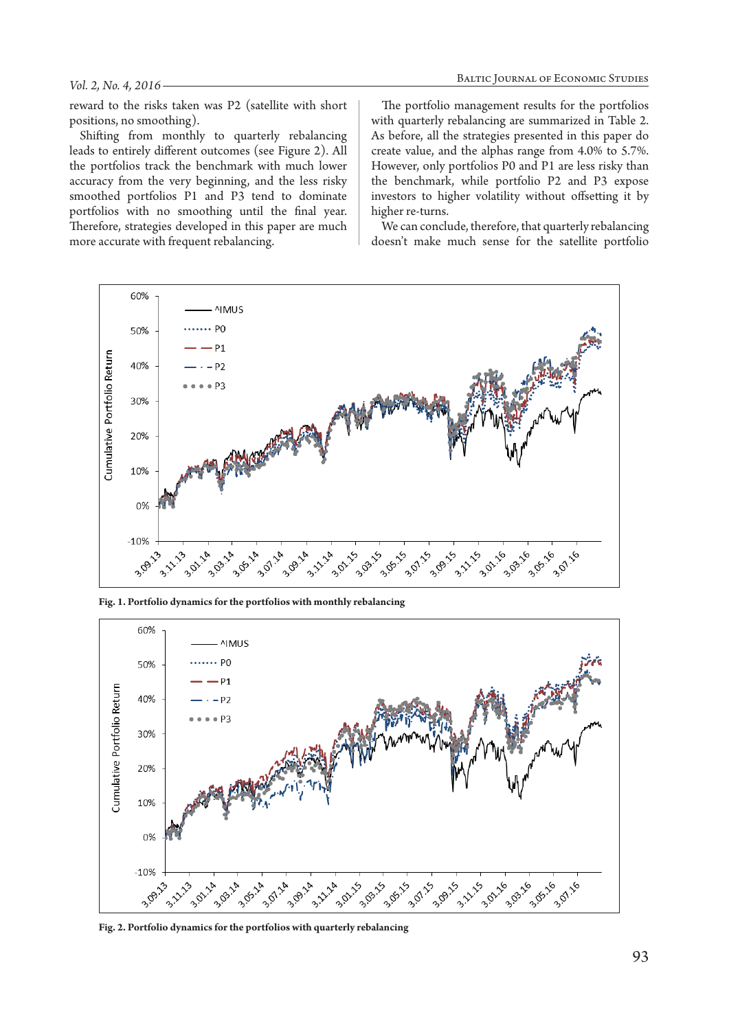reward to the risks taken was P2 (satellite with short positions, no smoothing).

Shifting from monthly to quarterly rebalancing leads to entirely different outcomes (see Figure 2). All the portfolios track the benchmark with much lower accuracy from the very beginning, and the less risky smoothed portfolios P1 and P3 tend to dominate portfolios with no smoothing until the final year. Therefore, strategies developed in this paper are much more accurate with frequent rebalancing.

The portfolio management results for the portfolios with quarterly rebalancing are summarized in Table 2. As before, all the strategies presented in this paper do create value, and the alphas range from 4.0% to 5.7%. However, only portfolios P0 and P1 are less risky than the benchmark, while portfolio P2 and P3 expose investors to higher volatility without offsetting it by higher re-turns.

We can conclude, therefore, that quarterly rebalancing doesn't make much sense for the satellite portfolio

**Fig. 1. Portfolio dynamics for the portfolios with monthly rebalancing**

**Fig. 2. Portfolio dynamics for the portfolios with quarterly rebalancing**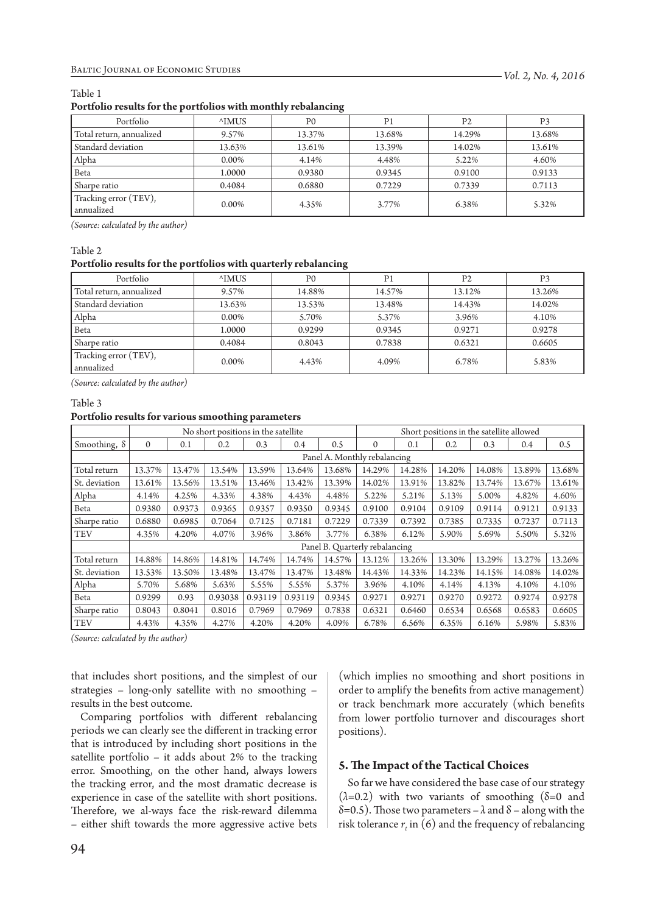Table 1

**Portfolio results for the portfolios with monthly rebalancing**

| Portfolio | ^IMUS | P0 | P1 | P2 | P3 |
|---|---|---|---|---|---|
| Total return, annualized | 9.57% | 13.37% | 13.68% | 14.29% | 13.68% |
| Standard deviation | 13.63% | 13.61% | 13.39% | 14.02% | 13.61% |
| Alpha | 0.00% | 4.14% | 4.48% | 5.22% | 4.60% |
| Beta | 1.0000 | 0.9380 | 0.9345 | 0.9100 | 0.9133 |
| Sharpe ratio | 0.4084 | 0.6880 | 0.7229 | 0.7339 | 0.7113 |
| Tracking error (TEV), annualized | 0.00% | 4.35% | 3.77% | 6.38% | 5.32% |

*(Source: calculated by the author)*

Table 2

**Portfolio results for the portfolios with quarterly rebalancing**

| Portfolio | ^IMUS | P0 | P1 | P2 | P3 |
|---|---|---|---|---|---|
| Total return, annualized | 9.57% | 14.88% | 14.57% | 13.12% | 13.26% |
| Standard deviation | 13.63% | 13.53% | 13.48% | 14.43% | 14.02% |
| Alpha | 0.00% | 5.70% | 5.37% | 3.96% | 4.10% |
| Beta | 1.0000 | 0.9299 | 0.9345 | 0.9271 | 0.9278 |
| Sharpe ratio | 0.4084 | 0.8043 | 0.7838 | 0.6321 | 0.6605 |
| Tracking error (TEV), annualized | 0.00% | 4.43% | 4.09% | 6.78% | 5.83% |

*(Source: calculated by the author)*

Table 3

**Portfolio results for various smoothing parameters**

| | No short positions in the satellite | | | | | | Short positions in the satellite allowed | | | | | |
|---|---|---|---|---|---|---|---|---|---|---|---|---|
| Smoothing, δ | 0 | 0.1 | 0.2 | 0.3 | 0.4 | 0.5 | 0 | 0.1 | 0.2 | 0.3 | 0.4 | 0.5 |
| | Panel A. Monthly rebalancing | | | | | | | | | | | |
| Total return | 13.37% | 13.47% | 13.54% | 13.59% | 13.64% | 13.68% | 14.29% | 14.28% | 14.20% | 14.08% | 13.89% | 13.68% |
| St. deviation | 13.61% | 13.56% | 13.51% | 13.46% | 13.42% | 13.39% | 14.02% | 13.91% | 13.82% | 13.74% | 13.67% | 13.61% |
| Alpha | 4.14% | 4.25% | 4.33% | 4.38% | 4.43% | 4.48% | 5.22% | 5.21% | 5.13% | 5.00% | 4.82% | 4.60% |
| Beta | 0.9380 | 0.9373 | 0.9365 | 0.9357 | 0.9350 | 0.9345 | 0.9100 | 0.9104 | 0.9109 | 0.9114 | 0.9121 | 0.9133 |
| Sharpe ratio | 0.6880 | 0.6985 | 0.7064 | 0.7125 | 0.7181 | 0.7229 | 0.7339 | 0.7392 | 0.7385 | 0.7335 | 0.7237 | 0.7113 |
| TEV | 4.35% | 4.20% | 4.07% | 3.96% | 3.86% | 3.77% | 6.38% | 6.12% | 5.90% | 5.69% | 5.50% | 5.32% |
| | Panel B. Quarterly rebalancing | | | | | | | | | | | |
| Total return | 14.88% | 14.86% | 14.81% | 14.74% | 14.74% | 14.57% | 13.12% | 13.26% | 13.30% | 13.29% | 13.27% | 13.26% |
| St. deviation | 13.53% | 13.50% | 13.48% | 13.47% | 13.47% | 13.48% | 14.43% | 14.33% | 14.23% | 14.15% | 14.08% | 14.02% |
| Alpha | 5.70% | 5.68% | 5.63% | 5.55% | 5.55% | 5.37% | 3.96% | 4.10% | 4.14% | 4.13% | 4.10% | 4.10% |
| Beta | 0.9299 | 0.93 | 0.93038 | 0.93119 | 0.93119 | 0.9345 | 0.9271 | 0.9271 | 0.9270 | 0.9272 | 0.9274 | 0.9278 |
| Sharpe ratio | 0.8043 | 0.8041 | 0.8016 | 0.7969 | 0.7969 | 0.7838 | 0.6321 | 0.6460 | 0.6534 | 0.6568 | 0.6583 | 0.6605 |
| TEV | 4.43% | 4.35% | 4.27% | 4.20% | 4.20% | 4.09% | 6.78% | 6.56% | 6.35% | 6.16% | 5.98% | 5.83% |

*(Source: calculated by the author)*

that includes short positions, and the simplest of our strategies – long-only satellite with no smoothing – results in the best outcome.

Comparing portfolios with different rebalancing periods we can clearly see the different in tracking error that is introduced by including short positions in the satellite portfolio – it adds about 2% to the tracking error. Smoothing, on the other hand, always lowers the tracking error, and the most dramatic decrease is experience in case of the satellite with short positions. Therefore, we al-ways face the risk-reward dilemma – either shift towards the more aggressive active bets (which implies no smoothing and short positions in order to amplify the benefits from active management) or track benchmark more accurately (which benefits from lower portfolio turnover and discourages short positions).

## 5. The Impact of the Tactical Choices

So far we have considered the base case of our strategy ($\lambda$=0.2) with two variants of smoothing ($\delta$=0 and $\delta$=0.5). Those two parameters – $\lambda$ and $\delta$ – along with the risk tolerance $r_t$ in (6) and the frequency of rebalancing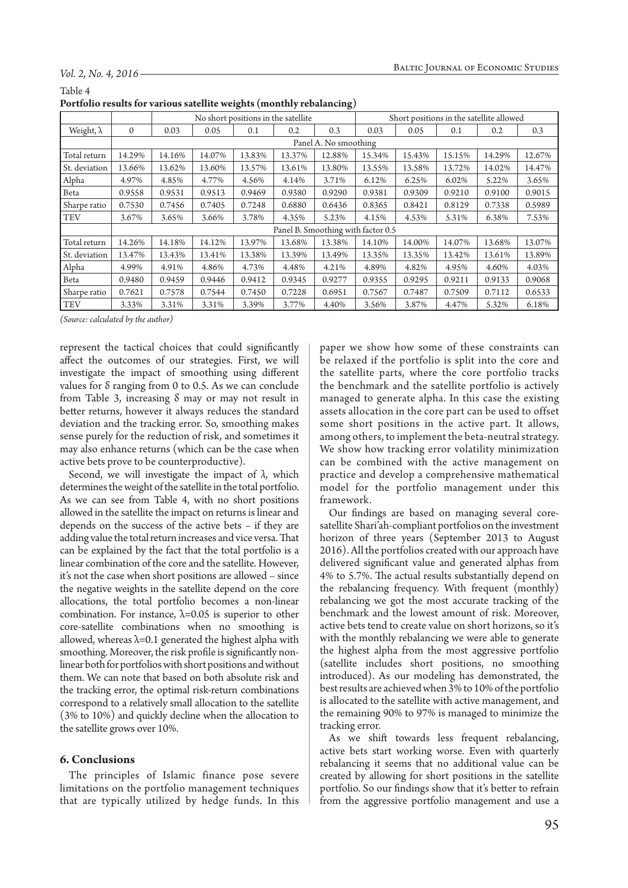Table 4
**Portfolio results for various satellite weights (monthly rebalancing)**

| | | No short positions in the satellite | | | | | Short positions in the satellite allowed | | | | |
|---|---|---|---|---|---|---|---|---|---|---|---|
| Weight, λ | 0 | 0.03 | 0.05 | 0.1 | 0.2 | 0.3 | 0.03 | 0.05 | 0.1 | 0.2 | 0.3 |
| | Panel A. No smoothing | | | | | | | | | | |
| Total return | 14.29% | 14.16% | 14.07% | 13.83% | 13.37% | 12.88% | 15.34% | 15.43% | 15.15% | 14.29% | 12.67% |
| St. deviation | 13.66% | 13.62% | 13.60% | 13.57% | 13.61% | 13.80% | 13.55% | 13.58% | 13.72% | 14.02% | 14.47% |
| Alpha | 4.97% | 4.85% | 4.77% | 4.56% | 4.14% | 3.71% | 6.12% | 6.25% | 6.02% | 5.22% | 3.65% |
| Beta | 0.9558 | 0.9531 | 0.9513 | 0.9469 | 0.9380 | 0.9290 | 0.9381 | 0.9309 | 0.9210 | 0.9100 | 0.9015 |
| Sharpe ratio | 0.7530 | 0.7456 | 0.7405 | 0.7248 | 0.6880 | 0.6436 | 0.8365 | 0.8421 | 0.8129 | 0.7338 | 0.5989 |
| TEV | 3.67% | 3.65% | 3.66% | 3.78% | 4.35% | 5.23% | 4.15% | 4.53% | 5.31% | 6.38% | 7.53% |
| | Panel B. Smoothing with factor 0.5 | | | | | | | | | | |
| Total return | 14.26% | 14.18% | 14.12% | 13.97% | 13.68% | 13.38% | 14.10% | 14.00% | 14.07% | 13.68% | 13.07% |
| St. deviation | 13.47% | 13.43% | 13.41% | 13.38% | 13.39% | 13.49% | 13.35% | 13.35% | 13.42% | 13.61% | 13.89% |
| Alpha | 4.99% | 4.91% | 4.86% | 4.73% | 4.48% | 4.21% | 4.89% | 4.82% | 4.95% | 4.60% | 4.03% |
| Beta | 0.9480 | 0.9459 | 0.9446 | 0.9412 | 0.9345 | 0.9277 | 0.9355 | 0.9295 | 0.9211 | 0.9133 | 0.9068 |
| Sharpe ratio | 0.7621 | 0.7578 | 0.7544 | 0.7450 | 0.7228 | 0.6951 | 0.7567 | 0.7487 | 0.7509 | 0.7112 | 0.6533 |
| TEV | 3.33% | 3.31% | 3.31% | 3.39% | 3.77% | 4.40% | 3.56% | 3.87% | 4.47% | 5.32% | 6.18% |

*(Source: calculated by the author)*

represent the tactical choices that could significantly affect the outcomes of our strategies. First, we will investigate the impact of smoothing using different values for δ ranging from 0 to 0.5. As we can conclude from Table 3, increasing δ may or may not result in better returns, however it always reduces the standard deviation and the tracking error. So, smoothing makes sense purely for the reduction of risk, and sometimes it may also enhance returns (which can be the case when active bets prove to be counterproductive).

Second, we will investigate the impact of λ, which determines the weight of the satellite in the total portfolio. As we can see from Table 4, with no short positions allowed in the satellite the impact on returns is linear and depends on the success of the active bets – if they are adding value the total return increases and vice versa. That can be explained by the fact that the total portfolio is a linear combination of the core and the satellite. However, it's not the case when short positions are allowed – since the negative weights in the satellite depend on the core allocations, the total portfolio becomes a non-linear combination. For instance, λ=0.05 is superior to other core-satellite combinations when no smoothing is allowed, whereas λ=0.1 generated the highest alpha with smoothing. Moreover, the risk profile is significantly non-linear both for portfolios with short positions and without them. We can note that based on both absolute risk and the tracking error, the optimal risk-return combinations correspond to a relatively small allocation to the satellite (3% to 10%) and quickly decline when the allocation to the satellite grows over 10%.

### 6. Conclusions

The principles of Islamic finance pose severe limitations on the portfolio management techniques that are typically utilized by hedge funds. In this paper we show how some of these constraints can be relaxed if the portfolio is split into the core and the satellite parts, where the core portfolio tracks the benchmark and the satellite portfolio is actively managed to generate alpha. In this case the existing assets allocation in the core part can be used to offset some short positions in the active part. It allows, among others, to implement the beta-neutral strategy. We show how tracking error volatility minimization can be combined with the active management on practice and develop a comprehensive mathematical model for the portfolio management under this framework.

Our findings are based on managing several core-satellite Shari'ah-compliant portfolios on the investment horizon of three years (September 2013 to August 2016). All the portfolios created with our approach have delivered significant value and generated alphas from 4% to 5.7%. The actual results substantially depend on the rebalancing frequency. With frequent (monthly) rebalancing we got the most accurate tracking of the benchmark and the lowest amount of risk. Moreover, active bets tend to create value on short horizons, so it's with the monthly rebalancing we were able to generate the highest alpha from the most aggressive portfolio (satellite includes short positions, no smoothing introduced). As our modeling has demonstrated, the best results are achieved when 3% to 10% of the portfolio is allocated to the satellite with active management, and the remaining 90% to 97% is managed to minimize the tracking error.

As we shift towards less frequent rebalancing, active bets start working worse. Even with quarterly rebalancing it seems that no additional value can be created by allowing for short positions in the satellite portfolio. So our findings show that it's better to refrain from the aggressive portfolio management and use a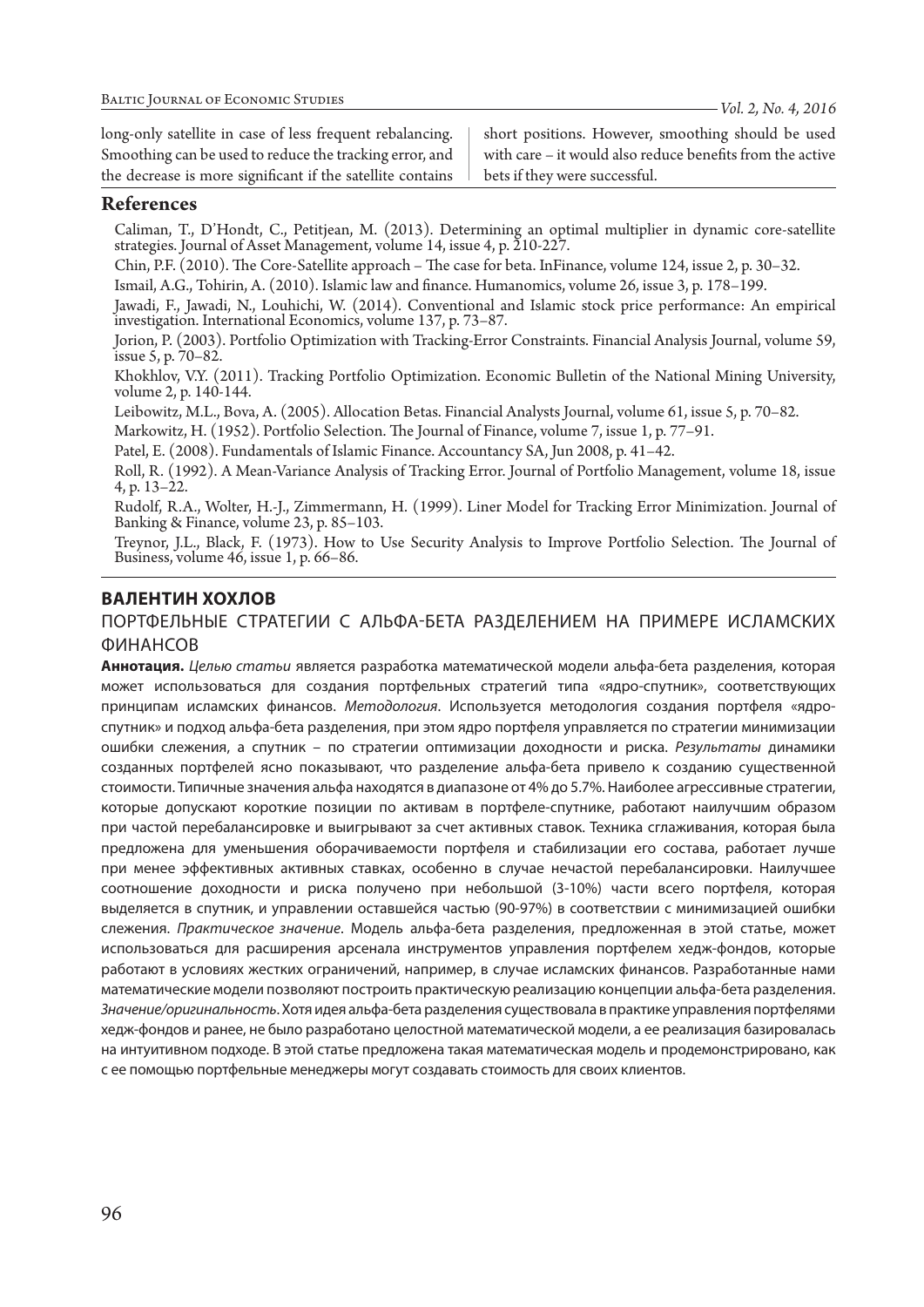long-only satellite in case of less frequent rebalancing. Smoothing can be used to reduce the tracking error, and the decrease is more significant if the satellite contains short positions. However, smoothing should be used with care – it would also reduce benefits from the active bets if they were successful.

## References

Caliman, T., D'Hondt, C., Petitjean, M. (2013). Determining an optimal multiplier in dynamic core-satellite strategies. Journal of Asset Management, volume 14, issue 4, p. 210-227.

Chin, P.F. (2010). The Core-Satellite approach – The case for beta. InFinance, volume 124, issue 2, p. 30–32.

Ismail, A.G., Tohirin, A. (2010). Islamic law and finance. Humanomics, volume 26, issue 3, p. 178–199.

Jawadi, F., Jawadi, N., Louhichi, W. (2014). Conventional and Islamic stock price performance: An empirical investigation. International Economics, volume 137, p. 73–87.

Jorion, P. (2003). Portfolio Optimization with Tracking-Error Constraints. Financial Analysis Journal, volume 59, issue 5, p. 70–82.

Khokhlov, V.Y. (2011). Tracking Portfolio Optimization. Economic Bulletin of the National Mining University, volume 2, p. 140-144.

Leibowitz, M.L., Bova, A. (2005). Allocation Betas. Financial Analysts Journal, volume 61, issue 5, p. 70–82.

Markowitz, H. (1952). Portfolio Selection. The Journal of Finance, volume 7, issue 1, p. 77–91.

Patel, E. (2008). Fundamentals of Islamic Finance. Accountancy SA, Jun 2008, p. 41–42.

Roll, R. (1992). A Mean-Variance Analysis of Tracking Error. Journal of Portfolio Management, volume 18, issue 4, p. 13–22.

Rudolf, R.A., Wolter, H.-J., Zimmermann, H. (1999). Liner Model for Tracking Error Minimization. Journal of Banking & Finance, volume 23, p. 85–103.

Treynor, J.L., Black, F. (1973). How to Use Security Analysis to Improve Portfolio Selection. The Journal of Business, volume 46, issue 1, p. 66–86.

### ВАЛЕНТИН ХОХЛОВ

### ПОРТФЕЛЬНЫЕ СТРАТЕГИИ С АЛЬФА-БЕТА РАЗДЕЛЕНИЕМ НА ПРИМЕРЕ ИСЛАМСКИХ ФИНАНСОВ

**Аннотация.** *Целью статьи* является разработка математической модели альфа-бета разделения, которая может использоваться для создания портфельных стратегий типа «ядро-спутник», соответствующих принципам исламских финансов. *Методология*. Используется методология создания портфеля «ядро-спутник» и подход альфа-бета разделения, при этом ядро портфеля управляется по стратегии минимизации ошибки слежения, а спутник – по стратегии оптимизации доходности и риска. *Результаты* динамики созданных портфелей ясно показывают, что разделение альфа-бета привело к созданию существенной стоимости. Типичные значения альфа находятся в диапазоне от 4% до 5.7%. Наиболее агрессивные стратегии, которые допускают короткие позиции по активам в портфеле-спутнике, работают наилучшим образом при частой перебалансировке и выигрывают за счет активных ставок. Техника сглаживания, которая была предложена для уменьшения оборачиваемости портфеля и стабилизации его состава, работает лучше при менее эффективных активных ставках, особенно в случае нечастой перебалансировки. Наилучшее соотношение доходности и риска получено при небольшой (3-10%) части всего портфеля, которая выделяется в спутник, и управлении оставшейся частью (90-97%) в соответствии с минимизацией ошибки слежения. *Практическое значение*. Модель альфа-бета разделения, предложенная в этой статье, может использоваться для расширения арсенала инструментов управления портфелем хедж-фондов, которые работают в условиях жестких ограничений, например, в случае исламских финансов. Разработанные нами математические модели позволяют построить практическую реализацию концепции альфа-бета разделения. *Значение/оригинальность*. Хотя идея альфа-бета разделения существовала в практике управления портфелями хедж-фондов и ранее, не было разработано целостной математической модели, а ее реализация базировалась на интуитивном подходе. В этой статье предложена такая математическая модель и продемонстрировано, как с ее помощью портфельные менеджеры могут создавать стоимость для своих клиентов.